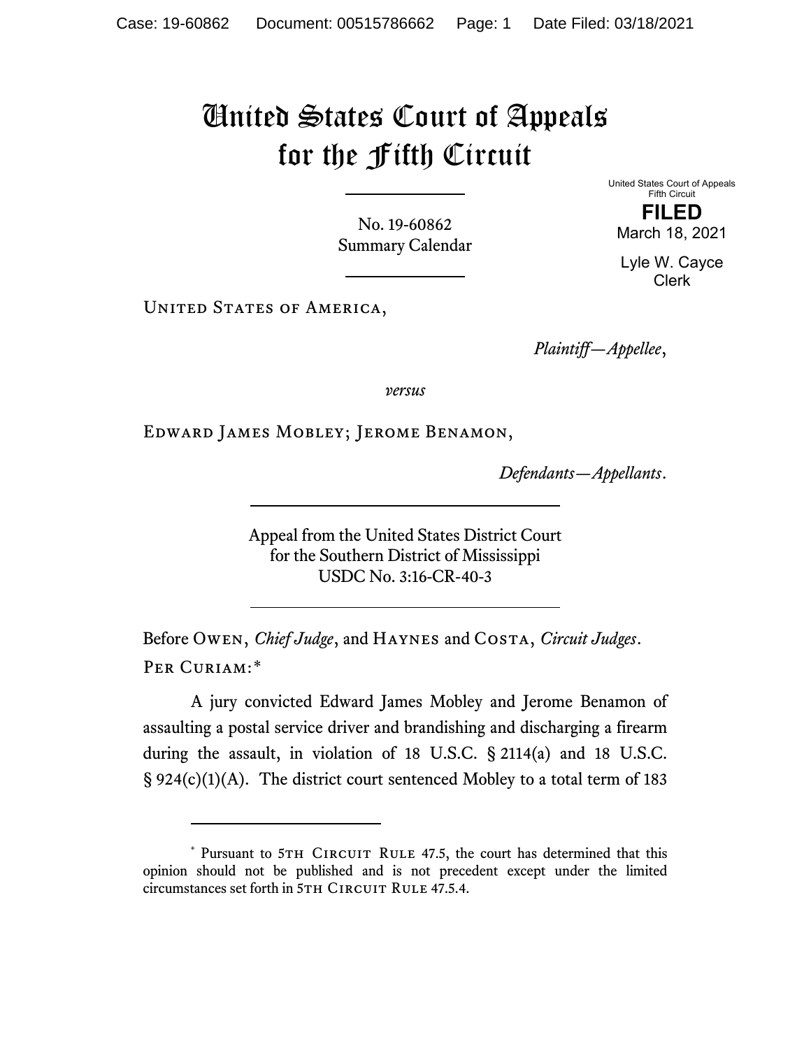# United States Court of Appeals for the Fifth Circuit

No. 19-60862
Summary Calendar

United States Court of Appeals
Fifth Circuit

**FILED**

March 18, 2021

Lyle W. Cayce
Clerk

United States of America,

*Plaintiff—Appellee*,

*versus*

Edward James Mobley; Jerome Benamon,

*Defendants—Appellants*.

Appeal from the United States District Court
for the Southern District of Mississippi
USDC No. 3:16-CR-40-3

Before Owen, *Chief Judge*, and Haynes and Costa, *Circuit Judges*.

Per Curiam:*

A jury convicted Edward James Mobley and Jerome Benamon of assaulting a postal service driver and brandishing and discharging a firearm during the assault, in violation of 18 U.S.C. § 2114(a) and 18 U.S.C. § 924(c)(1)(A). The district court sentenced Mobley to a total term of 183

---

* Pursuant to 5th Circuit Rule 47.5, the court has determined that this opinion should not be published and is not precedent except under the limited circumstances set forth in 5th Circuit Rule 47.5.4.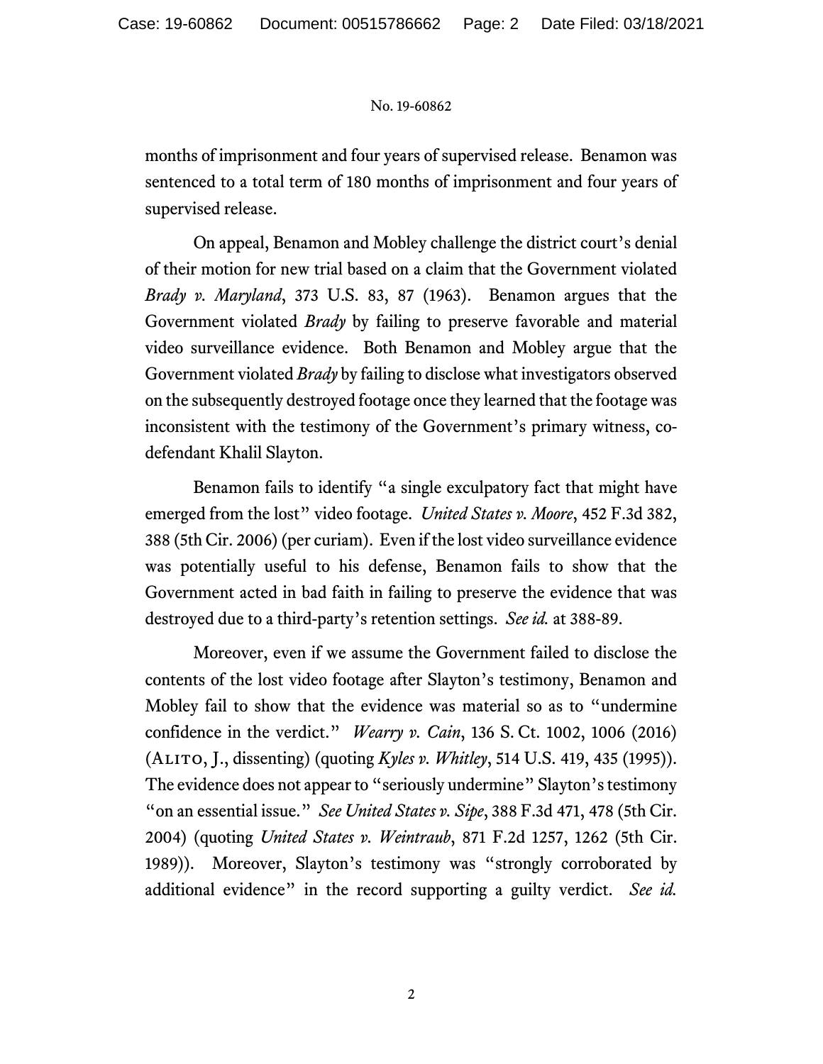months of imprisonment and four years of supervised release. Benamon was sentenced to a total term of 180 months of imprisonment and four years of supervised release.

On appeal, Benamon and Mobley challenge the district court's denial of their motion for new trial based on a claim that the Government violated *Brady v. Maryland*, 373 U.S. 83, 87 (1963). Benamon argues that the Government violated *Brady* by failing to preserve favorable and material video surveillance evidence. Both Benamon and Mobley argue that the Government violated *Brady* by failing to disclose what investigators observed on the subsequently destroyed footage once they learned that the footage was inconsistent with the testimony of the Government's primary witness, co-defendant Khalil Slayton.

Benamon fails to identify "a single exculpatory fact that might have emerged from the lost" video footage. *United States v. Moore*, 452 F.3d 382, 388 (5th Cir. 2006) (per curiam). Even if the lost video surveillance evidence was potentially useful to his defense, Benamon fails to show that the Government acted in bad faith in failing to preserve the evidence that was destroyed due to a third-party's retention settings. *See id.* at 388-89.

Moreover, even if we assume the Government failed to disclose the contents of the lost video footage after Slayton's testimony, Benamon and Mobley fail to show that the evidence was material so as to "undermine confidence in the verdict." *Wearry v. Cain*, 136 S. Ct. 1002, 1006 (2016) (Alito, J., dissenting) (quoting *Kyles v. Whitley*, 514 U.S. 419, 435 (1995)). The evidence does not appear to "seriously undermine" Slayton's testimony "on an essential issue." *See United States v. Sipe*, 388 F.3d 471, 478 (5th Cir. 2004) (quoting *United States v. Weintraub*, 871 F.2d 1257, 1262 (5th Cir. 1989)). Moreover, Slayton's testimony was "strongly corroborated by additional evidence" in the record supporting a guilty verdict. *See id.*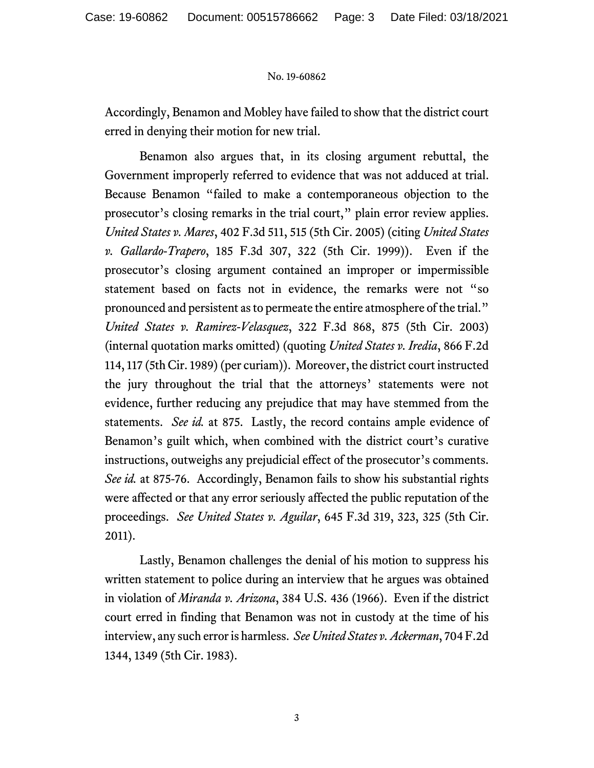Accordingly, Benamon and Mobley have failed to show that the district court erred in denying their motion for new trial.

Benamon also argues that, in its closing argument rebuttal, the Government improperly referred to evidence that was not adduced at trial. Because Benamon "failed to make a contemporaneous objection to the prosecutor's closing remarks in the trial court," plain error review applies. *United States v. Mares*, 402 F.3d 511, 515 (5th Cir. 2005) (citing *United States v. Gallardo-Trapero*, 185 F.3d 307, 322 (5th Cir. 1999)). Even if the prosecutor's closing argument contained an improper or impermissible statement based on facts not in evidence, the remarks were not "so pronounced and persistent as to permeate the entire atmosphere of the trial." *United States v. Ramirez-Velasquez*, 322 F.3d 868, 875 (5th Cir. 2003) (internal quotation marks omitted) (quoting *United States v. Iredia*, 866 F.2d 114, 117 (5th Cir. 1989) (per curiam)). Moreover, the district court instructed the jury throughout the trial that the attorneys' statements were not evidence, further reducing any prejudice that may have stemmed from the statements. *See id.* at 875. Lastly, the record contains ample evidence of Benamon's guilt which, when combined with the district court's curative instructions, outweighs any prejudicial effect of the prosecutor's comments. *See id.* at 875-76. Accordingly, Benamon fails to show his substantial rights were affected or that any error seriously affected the public reputation of the proceedings. *See United States v. Aguilar*, 645 F.3d 319, 323, 325 (5th Cir. 2011).

Lastly, Benamon challenges the denial of his motion to suppress his written statement to police during an interview that he argues was obtained in violation of *Miranda v. Arizona*, 384 U.S. 436 (1966). Even if the district court erred in finding that Benamon was not in custody at the time of his interview, any such error is harmless. *See United States v. Ackerman*, 704 F.2d 1344, 1349 (5th Cir. 1983).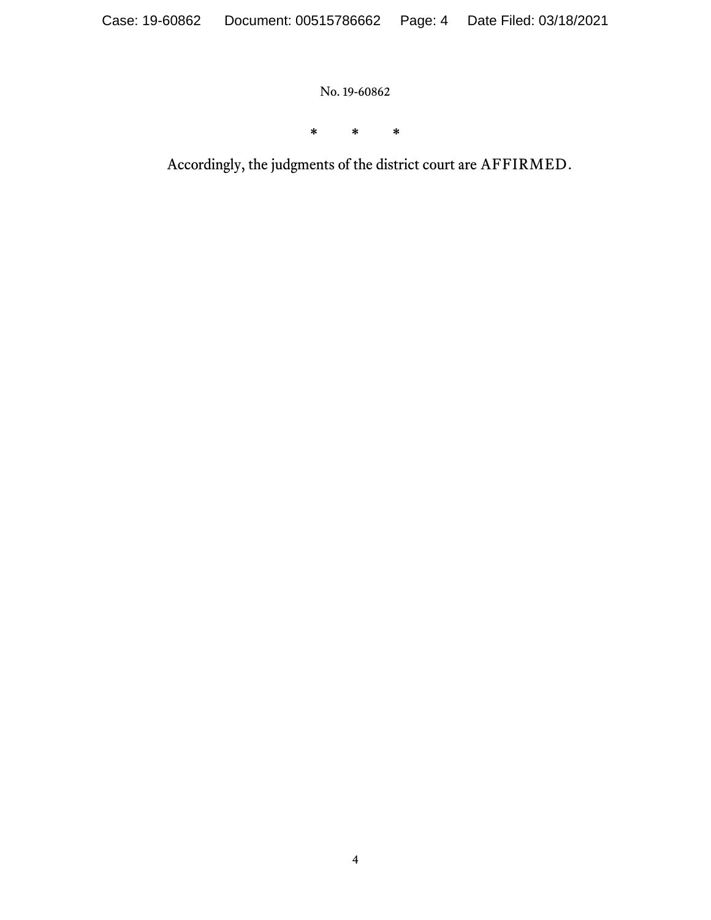No. 19-60862

\*         \*         \*

Accordingly, the judgments of the district court are AFFIRMED.